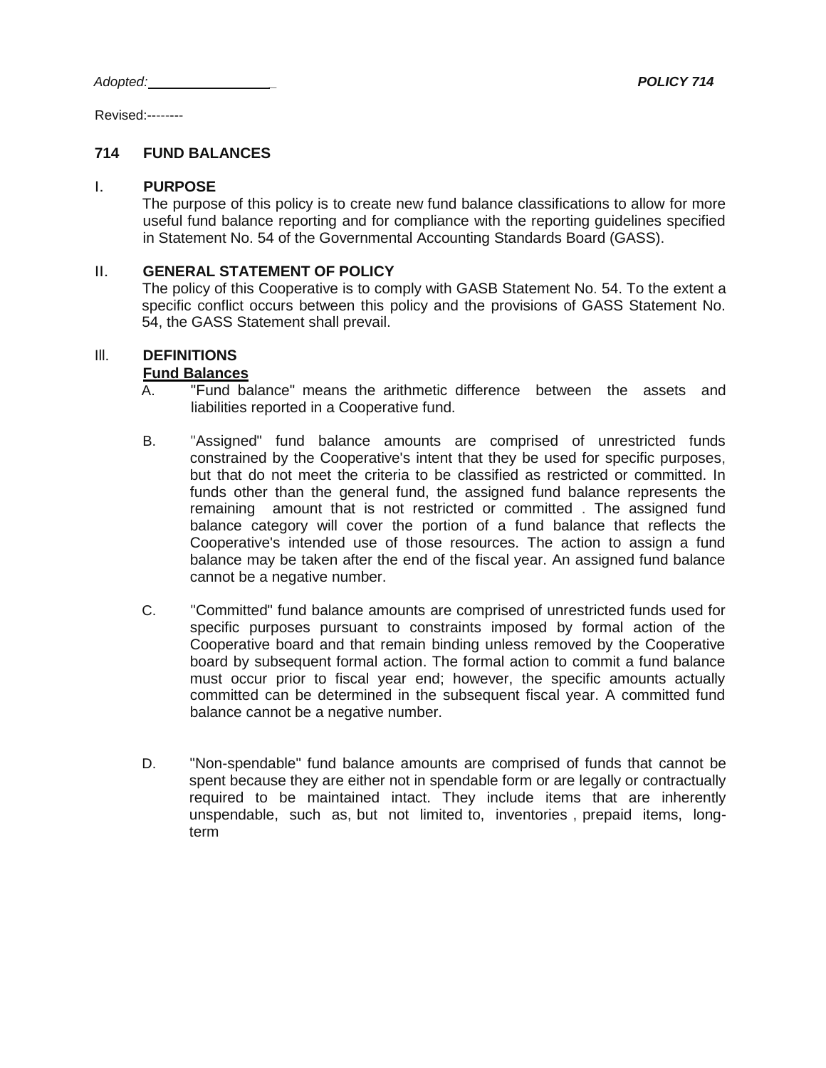*Adopted:* \_\_\_\_\_\_\_\_\_\_\_\_\_\_\_\_ ***POLICY 714***

Revised:--------

## 714 FUND BALANCES

### I. PURPOSE

The purpose of this policy is to create new fund balance classifications to allow for more useful fund balance reporting and for compliance with the reporting guidelines specified in Statement No. 54 of the Governmental Accounting Standards Board (GASS).

### II. GENERAL STATEMENT OF POLICY

The policy of this Cooperative is to comply with GASB Statement No. 54. To the extent a specific conflict occurs between this policy and the provisions of GASS Statement No. 54, the GASS Statement shall prevail.

### Ill. DEFINITIONS

**Fund Balances**

A. "Fund balance" means the arithmetic difference between the assets and liabilities reported in a Cooperative fund.

B. "Assigned" fund balance amounts are comprised of unrestricted funds constrained by the Cooperative's intent that they be used for specific purposes, but that do not meet the criteria to be classified as restricted or committed. In funds other than the general fund, the assigned fund balance represents the remaining amount that is not restricted or committed . The assigned fund balance category will cover the portion of a fund balance that reflects the Cooperative's intended use of those resources. The action to assign a fund balance may be taken after the end of the fiscal year. An assigned fund balance cannot be a negative number.

C. "Committed" fund balance amounts are comprised of unrestricted funds used for specific purposes pursuant to constraints imposed by formal action of the Cooperative board and that remain binding unless removed by the Cooperative board by subsequent formal action. The formal action to commit a fund balance must occur prior to fiscal year end; however, the specific amounts actually committed can be determined in the subsequent fiscal year. A committed fund balance cannot be a negative number.

D. "Non-spendable" fund balance amounts are comprised of funds that cannot be spent because they are either not in spendable form or are legally or contractually required to be maintained intact. They include items that are inherently unspendable, such as, but not limited to, inventories , prepaid items, long-term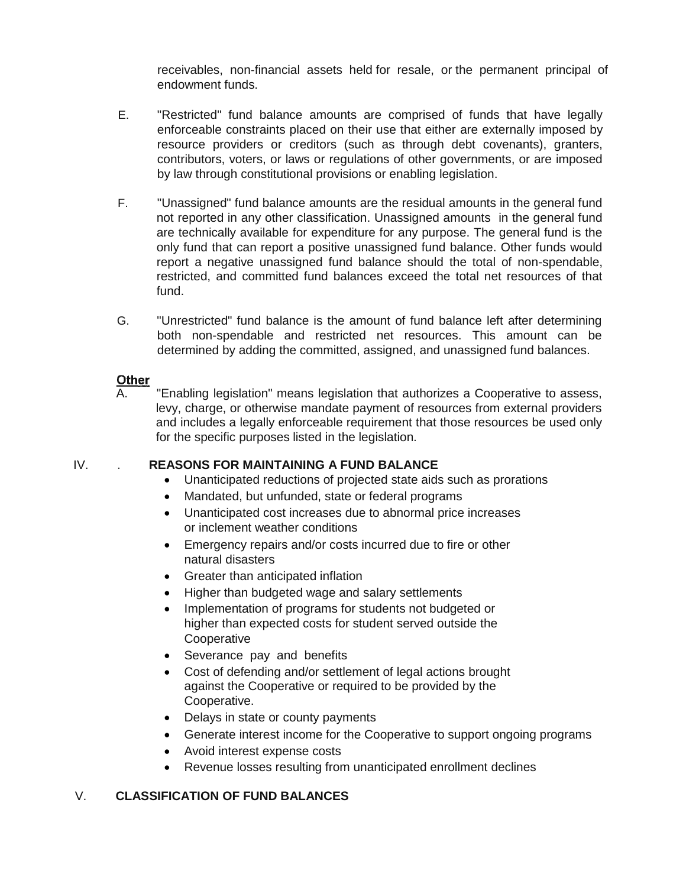receivables, non-financial assets held for resale, or the permanent principal of endowment funds.

E. "Restricted" fund balance amounts are comprised of funds that have legally enforceable constraints placed on their use that either are externally imposed by resource providers or creditors (such as through debt covenants), granters, contributors, voters, or laws or regulations of other governments, or are imposed by law through constitutional provisions or enabling legislation.

F. "Unassigned" fund balance amounts are the residual amounts in the general fund not reported in any other classification. Unassigned amounts in the general fund are technically available for expenditure for any purpose. The general fund is the only fund that can report a positive unassigned fund balance. Other funds would report a negative unassigned fund balance should the total of non-spendable, restricted, and committed fund balances exceed the total net resources of that fund.

G. "Unrestricted" fund balance is the amount of fund balance left after determining both non-spendable and restricted net resources. This amount can be determined by adding the committed, assigned, and unassigned fund balances.

**Other**

A. "Enabling legislation" means legislation that authorizes a Cooperative to assess, levy, charge, or otherwise mandate payment of resources from external providers and includes a legally enforceable requirement that those resources be used only for the specific purposes listed in the legislation.

## IV. . REASONS FOR MAINTAINING A FUND BALANCE

- Unanticipated reductions of projected state aids such as prorations
- Mandated, but unfunded, state or federal programs
- Unanticipated cost increases due to abnormal price increases or inclement weather conditions
- Emergency repairs and/or costs incurred due to fire or other natural disasters
- Greater than anticipated inflation
- Higher than budgeted wage and salary settlements
- Implementation of programs for students not budgeted or higher than expected costs for student served outside the Cooperative
- Severance pay and benefits
- Cost of defending and/or settlement of legal actions brought against the Cooperative or required to be provided by the Cooperative.
- Delays in state or county payments
- Generate interest income for the Cooperative to support ongoing programs
- Avoid interest expense costs
- Revenue losses resulting from unanticipated enrollment declines

## V. CLASSIFICATION OF FUND BALANCES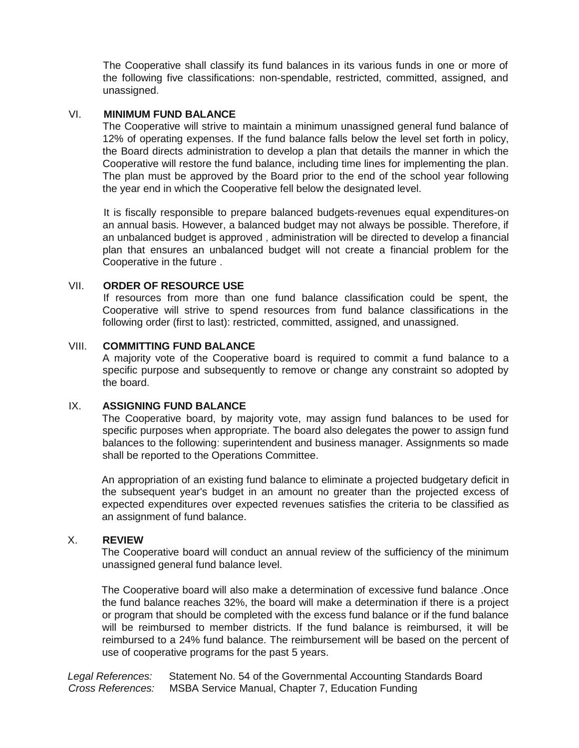The Cooperative shall classify its fund balances in its various funds in one or more of the following five classifications: non-spendable, restricted, committed, assigned, and unassigned.

## VI. MINIMUM FUND BALANCE

The Cooperative will strive to maintain a minimum unassigned general fund balance of 12% of operating expenses. If the fund balance falls below the level set forth in policy, the Board directs administration to develop a plan that details the manner in which the Cooperative will restore the fund balance, including time lines for implementing the plan. The plan must be approved by the Board prior to the end of the school year following the year end in which the Cooperative fell below the designated level.

It is fiscally responsible to prepare balanced budgets-revenues equal expenditures-on an annual basis. However, a balanced budget may not always be possible. Therefore, if an unbalanced budget is approved , administration will be directed to develop a financial plan that ensures an unbalanced budget will not create a financial problem for the Cooperative in the future .

## VII. ORDER OF RESOURCE USE

If resources from more than one fund balance classification could be spent, the Cooperative will strive to spend resources from fund balance classifications in the following order (first to last): restricted, committed, assigned, and unassigned.

## VIII. COMMITTING FUND BALANCE

A majority vote of the Cooperative board is required to commit a fund balance to a specific purpose and subsequently to remove or change any constraint so adopted by the board.

## IX. ASSIGNING FUND BALANCE

The Cooperative board, by majority vote, may assign fund balances to be used for specific purposes when appropriate. The board also delegates the power to assign fund balances to the following: superintendent and business manager. Assignments so made shall be reported to the Operations Committee.

An appropriation of an existing fund balance to eliminate a projected budgetary deficit in the subsequent year's budget in an amount no greater than the projected excess of expected expenditures over expected revenues satisfies the criteria to be classified as an assignment of fund balance.

## X. REVIEW

The Cooperative board will conduct an annual review of the sufficiency of the minimum unassigned general fund balance level.

The Cooperative board will also make a determination of excessive fund balance .Once the fund balance reaches 32%, the board will make a determination if there is a project or program that should be completed with the excess fund balance or if the fund balance will be reimbursed to member districts. If the fund balance is reimbursed, it will be reimbursed to a 24% fund balance. The reimbursement will be based on the percent of use of cooperative programs for the past 5 years.

*Legal References:* Statement No. 54 of the Governmental Accounting Standards Board
*Cross References:* MSBA Service Manual, Chapter 7, Education Funding